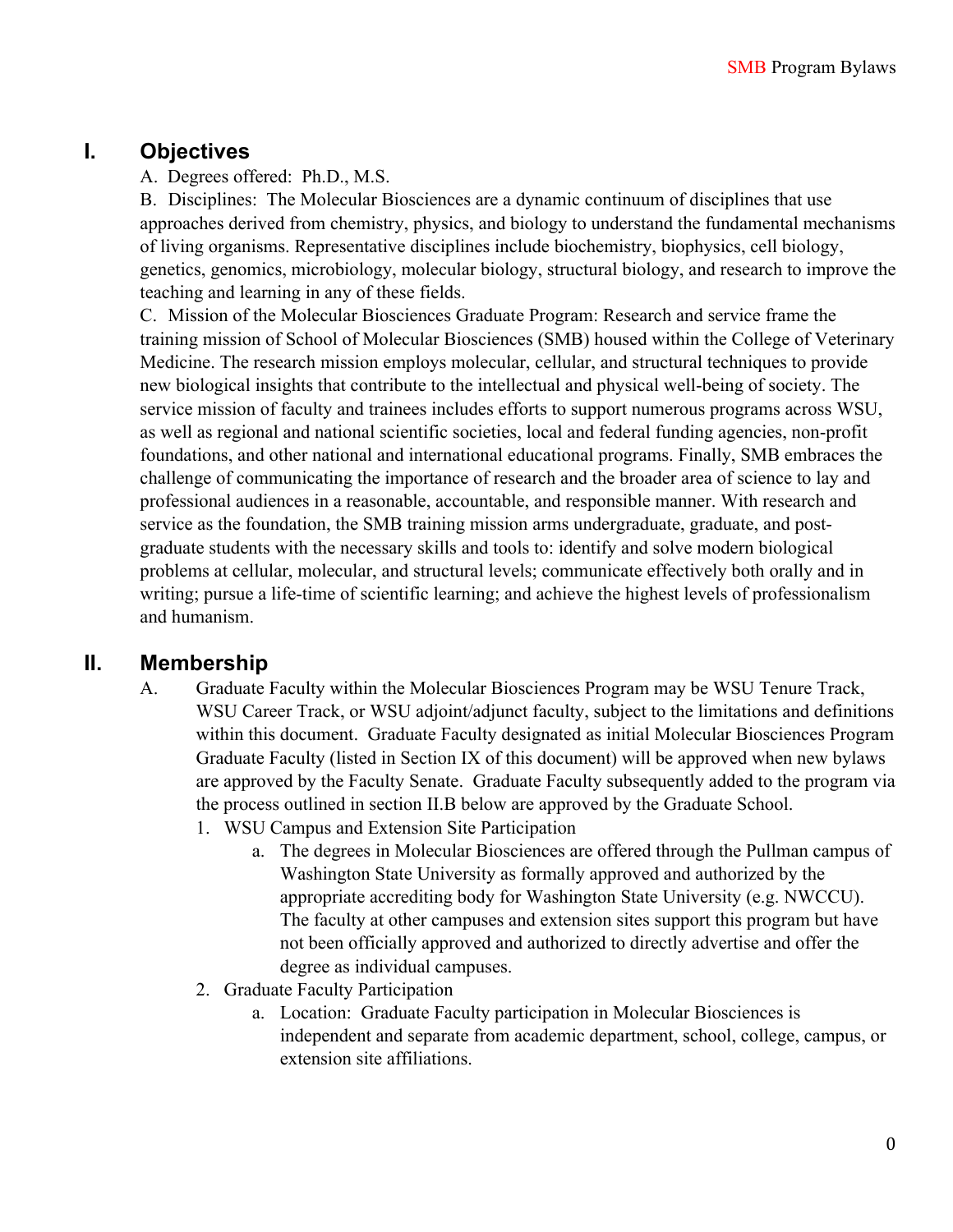## I. Objectives

A. Degrees offered: Ph.D., M.S.

B. Disciplines: The Molecular Biosciences are a dynamic continuum of disciplines that use approaches derived from chemistry, physics, and biology to understand the fundamental mechanisms of living organisms. Representative disciplines include biochemistry, biophysics, cell biology, genetics, genomics, microbiology, molecular biology, structural biology, and research to improve the teaching and learning in any of these fields.

C. Mission of the Molecular Biosciences Graduate Program: Research and service frame the training mission of School of Molecular Biosciences (SMB) housed within the College of Veterinary Medicine. The research mission employs molecular, cellular, and structural techniques to provide new biological insights that contribute to the intellectual and physical well-being of society. The service mission of faculty and trainees includes efforts to support numerous programs across WSU, as well as regional and national scientific societies, local and federal funding agencies, non-profit foundations, and other national and international educational programs. Finally, SMB embraces the challenge of communicating the importance of research and the broader area of science to lay and professional audiences in a reasonable, accountable, and responsible manner. With research and service as the foundation, the SMB training mission arms undergraduate, graduate, and post-graduate students with the necessary skills and tools to: identify and solve modern biological problems at cellular, molecular, and structural levels; communicate effectively both orally and in writing; pursue a life-time of scientific learning; and achieve the highest levels of professionalism and humanism.

## II. Membership

A. Graduate Faculty within the Molecular Biosciences Program may be WSU Tenure Track, WSU Career Track, or WSU adjoint/adjunct faculty, subject to the limitations and definitions within this document. Graduate Faculty designated as initial Molecular Biosciences Program Graduate Faculty (listed in Section IX of this document) will be approved when new bylaws are approved by the Faculty Senate. Graduate Faculty subsequently added to the program via the process outlined in section II.B below are approved by the Graduate School.

1. WSU Campus and Extension Site Participation
   a. The degrees in Molecular Biosciences are offered through the Pullman campus of Washington State University as formally approved and authorized by the appropriate accrediting body for Washington State University (e.g. NWCCU). The faculty at other campuses and extension sites support this program but have not been officially approved and authorized to directly advertise and offer the degree as individual campuses.
2. Graduate Faculty Participation
   a. Location: Graduate Faculty participation in Molecular Biosciences is independent and separate from academic department, school, college, campus, or extension site affiliations.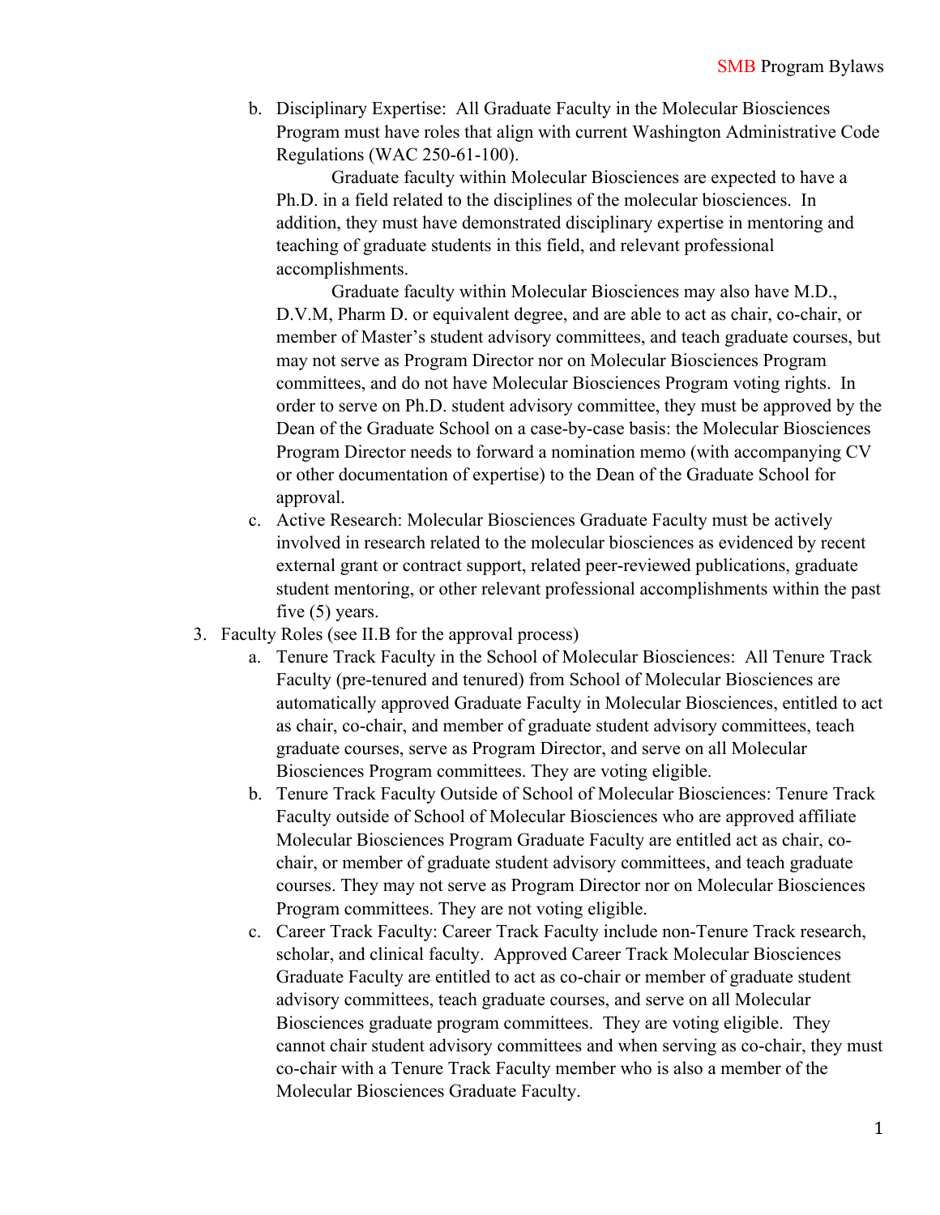b. Disciplinary Expertise: All Graduate Faculty in the Molecular Biosciences Program must have roles that align with current Washington Administrative Code Regulations (WAC 250-61-100).

   Graduate faculty within Molecular Biosciences are expected to have a Ph.D. in a field related to the disciplines of the molecular biosciences. In addition, they must have demonstrated disciplinary expertise in mentoring and teaching of graduate students in this field, and relevant professional accomplishments.

   Graduate faculty within Molecular Biosciences may also have M.D., D.V.M, Pharm D. or equivalent degree, and are able to act as chair, co-chair, or member of Master's student advisory committees, and teach graduate courses, but may not serve as Program Director nor on Molecular Biosciences Program committees, and do not have Molecular Biosciences Program voting rights. In order to serve on Ph.D. student advisory committee, they must be approved by the Dean of the Graduate School on a case-by-case basis: the Molecular Biosciences Program Director needs to forward a nomination memo (with accompanying CV or other documentation of expertise) to the Dean of the Graduate School for approval.

c. Active Research: Molecular Biosciences Graduate Faculty must be actively involved in research related to the molecular biosciences as evidenced by recent external grant or contract support, related peer-reviewed publications, graduate student mentoring, or other relevant professional accomplishments within the past five (5) years.

3. Faculty Roles (see II.B for the approval process)
   a. Tenure Track Faculty in the School of Molecular Biosciences: All Tenure Track Faculty (pre-tenured and tenured) from School of Molecular Biosciences are automatically approved Graduate Faculty in Molecular Biosciences, entitled to act as chair, co-chair, and member of graduate student advisory committees, teach graduate courses, serve as Program Director, and serve on all Molecular Biosciences Program committees. They are voting eligible.
   b. Tenure Track Faculty Outside of School of Molecular Biosciences: Tenure Track Faculty outside of School of Molecular Biosciences who are approved affiliate Molecular Biosciences Program Graduate Faculty are entitled act as chair, co-chair, or member of graduate student advisory committees, and teach graduate courses. They may not serve as Program Director nor on Molecular Biosciences Program committees. They are not voting eligible.
   c. Career Track Faculty: Career Track Faculty include non-Tenure Track research, scholar, and clinical faculty. Approved Career Track Molecular Biosciences Graduate Faculty are entitled to act as co-chair or member of graduate student advisory committees, teach graduate courses, and serve on all Molecular Biosciences graduate program committees. They are voting eligible. They cannot chair student advisory committees and when serving as co-chair, they must co-chair with a Tenure Track Faculty member who is also a member of the Molecular Biosciences Graduate Faculty.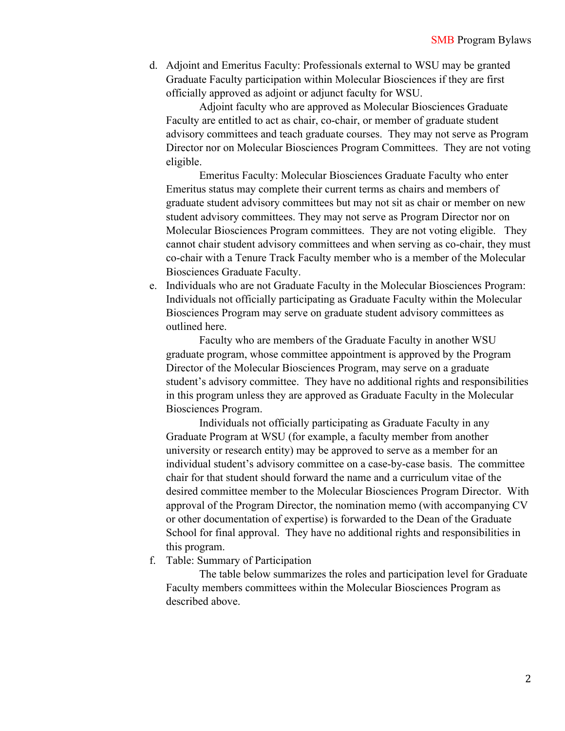d. Adjoint and Emeritus Faculty: Professionals external to WSU may be granted Graduate Faculty participation within Molecular Biosciences if they are first officially approved as adjoint or adjunct faculty for WSU.

   Adjoint faculty who are approved as Molecular Biosciences Graduate Faculty are entitled to act as chair, co-chair, or member of graduate student advisory committees and teach graduate courses. They may not serve as Program Director nor on Molecular Biosciences Program Committees. They are not voting eligible.

   Emeritus Faculty: Molecular Biosciences Graduate Faculty who enter Emeritus status may complete their current terms as chairs and members of graduate student advisory committees but may not sit as chair or member on new student advisory committees. They may not serve as Program Director nor on Molecular Biosciences Program committees. They are not voting eligible. They cannot chair student advisory committees and when serving as co-chair, they must co-chair with a Tenure Track Faculty member who is a member of the Molecular Biosciences Graduate Faculty.

e. Individuals who are not Graduate Faculty in the Molecular Biosciences Program: Individuals not officially participating as Graduate Faculty within the Molecular Biosciences Program may serve on graduate student advisory committees as outlined here.

   Faculty who are members of the Graduate Faculty in another WSU graduate program, whose committee appointment is approved by the Program Director of the Molecular Biosciences Program, may serve on a graduate student's advisory committee. They have no additional rights and responsibilities in this program unless they are approved as Graduate Faculty in the Molecular Biosciences Program.

   Individuals not officially participating as Graduate Faculty in any Graduate Program at WSU (for example, a faculty member from another university or research entity) may be approved to serve as a member for an individual student's advisory committee on a case-by-case basis. The committee chair for that student should forward the name and a curriculum vitae of the desired committee member to the Molecular Biosciences Program Director. With approval of the Program Director, the nomination memo (with accompanying CV or other documentation of expertise) is forwarded to the Dean of the Graduate School for final approval. They have no additional rights and responsibilities in this program.

f. Table: Summary of Participation

   The table below summarizes the roles and participation level for Graduate Faculty members committees within the Molecular Biosciences Program as described above.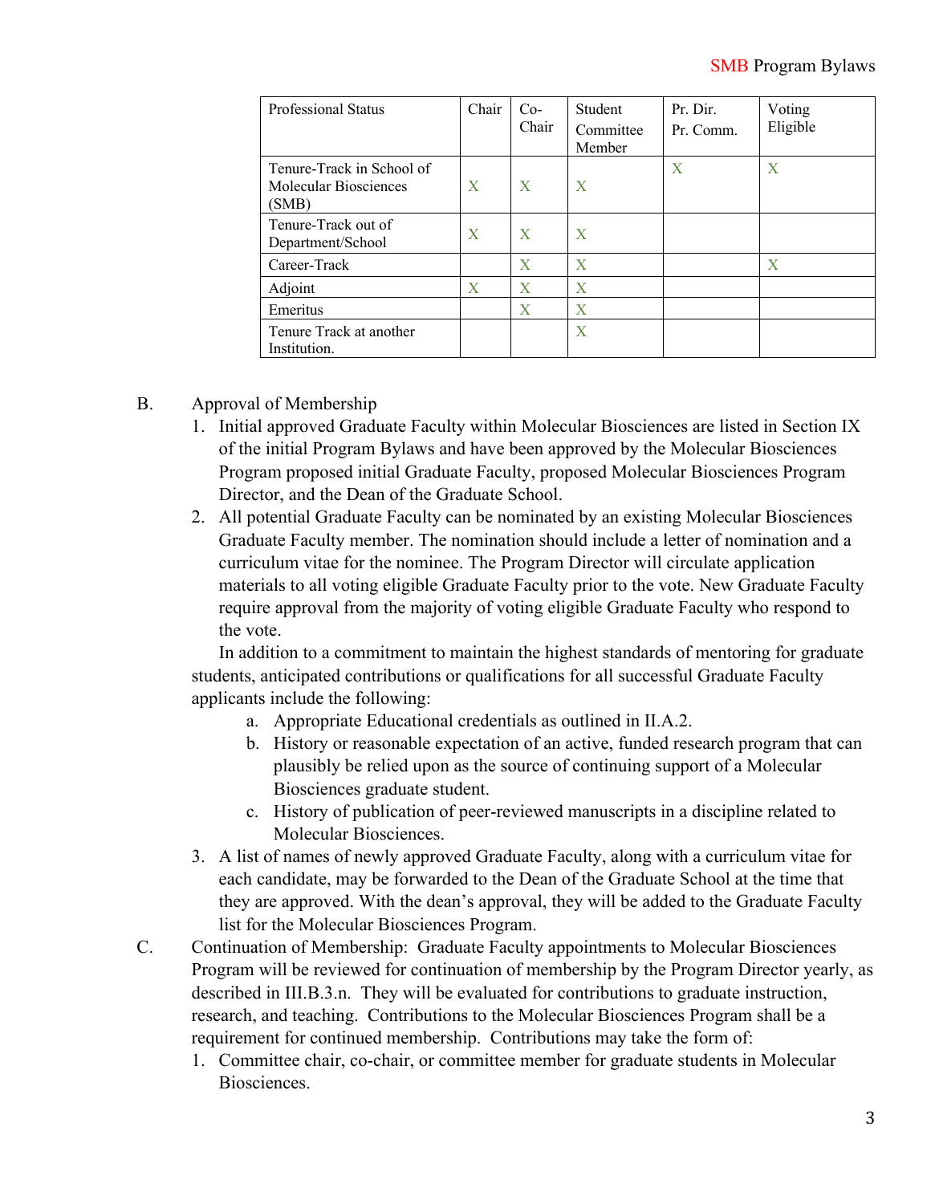| Professional Status | Chair | Co-Chair | Student Committee Member | Pr. Dir. Pr. Comm. | Voting Eligible |
|---|---|---|---|---|---|
| Tenure-Track in School of Molecular Biosciences (SMB) | X | X | X | X | X |
| Tenure-Track out of Department/School | X | X | X | | |
| Career-Track | | X | X | | X |
| Adjoint | X | X | X | | |
| Emeritus | | X | X | | |
| Tenure Track at another Institution. | | | X | | |

B. Approval of Membership

1. Initial approved Graduate Faculty within Molecular Biosciences are listed in Section IX of the initial Program Bylaws and have been approved by the Molecular Biosciences Program proposed initial Graduate Faculty, proposed Molecular Biosciences Program Director, and the Dean of the Graduate School.
2. All potential Graduate Faculty can be nominated by an existing Molecular Biosciences Graduate Faculty member. The nomination should include a letter of nomination and a curriculum vitae for the nominee. The Program Director will circulate application materials to all voting eligible Graduate Faculty prior to the vote. New Graduate Faculty require approval from the majority of voting eligible Graduate Faculty who respond to the vote.

   In addition to a commitment to maintain the highest standards of mentoring for graduate students, anticipated contributions or qualifications for all successful Graduate Faculty applicants include the following:

   a. Appropriate Educational credentials as outlined in II.A.2.
   b. History or reasonable expectation of an active, funded research program that can plausibly be relied upon as the source of continuing support of a Molecular Biosciences graduate student.
   c. History of publication of peer-reviewed manuscripts in a discipline related to Molecular Biosciences.
3. A list of names of newly approved Graduate Faculty, along with a curriculum vitae for each candidate, may be forwarded to the Dean of the Graduate School at the time that they are approved. With the dean's approval, they will be added to the Graduate Faculty list for the Molecular Biosciences Program.

C. Continuation of Membership: Graduate Faculty appointments to Molecular Biosciences Program will be reviewed for continuation of membership by the Program Director yearly, as described in III.B.3.n. They will be evaluated for contributions to graduate instruction, research, and teaching. Contributions to the Molecular Biosciences Program shall be a requirement for continued membership. Contributions may take the form of:

1. Committee chair, co-chair, or committee member for graduate students in Molecular Biosciences.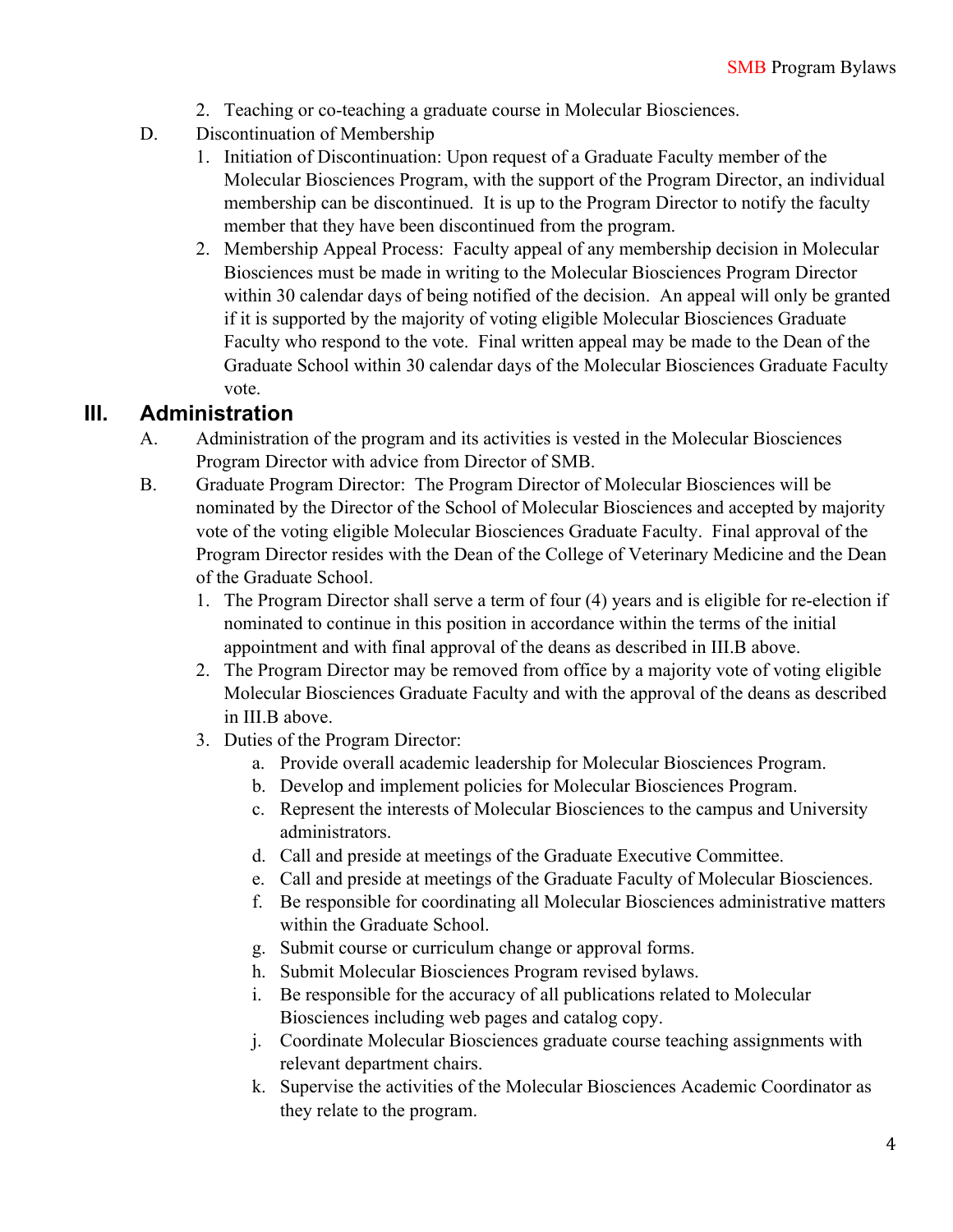2. Teaching or co-teaching a graduate course in Molecular Biosciences.

D. Discontinuation of Membership

1. Initiation of Discontinuation: Upon request of a Graduate Faculty member of the Molecular Biosciences Program, with the support of the Program Director, an individual membership can be discontinued. It is up to the Program Director to notify the faculty member that they have been discontinued from the program.
2. Membership Appeal Process: Faculty appeal of any membership decision in Molecular Biosciences must be made in writing to the Molecular Biosciences Program Director within 30 calendar days of being notified of the decision. An appeal will only be granted if it is supported by the majority of voting eligible Molecular Biosciences Graduate Faculty who respond to the vote. Final written appeal may be made to the Dean of the Graduate School within 30 calendar days of the Molecular Biosciences Graduate Faculty vote.

## III. Administration

A. Administration of the program and its activities is vested in the Molecular Biosciences Program Director with advice from Director of SMB.

B. Graduate Program Director: The Program Director of Molecular Biosciences will be nominated by the Director of the School of Molecular Biosciences and accepted by majority vote of the voting eligible Molecular Biosciences Graduate Faculty. Final approval of the Program Director resides with the Dean of the College of Veterinary Medicine and the Dean of the Graduate School.

1. The Program Director shall serve a term of four (4) years and is eligible for re-election if nominated to continue in this position in accordance within the terms of the initial appointment and with final approval of the deans as described in III.B above.
2. The Program Director may be removed from office by a majority vote of voting eligible Molecular Biosciences Graduate Faculty and with the approval of the deans as described in III.B above.
3. Duties of the Program Director:
   a. Provide overall academic leadership for Molecular Biosciences Program.
   b. Develop and implement policies for Molecular Biosciences Program.
   c. Represent the interests of Molecular Biosciences to the campus and University administrators.
   d. Call and preside at meetings of the Graduate Executive Committee.
   e. Call and preside at meetings of the Graduate Faculty of Molecular Biosciences.
   f. Be responsible for coordinating all Molecular Biosciences administrative matters within the Graduate School.
   g. Submit course or curriculum change or approval forms.
   h. Submit Molecular Biosciences Program revised bylaws.
   i. Be responsible for the accuracy of all publications related to Molecular Biosciences including web pages and catalog copy.
   j. Coordinate Molecular Biosciences graduate course teaching assignments with relevant department chairs.
   k. Supervise the activities of the Molecular Biosciences Academic Coordinator as they relate to the program.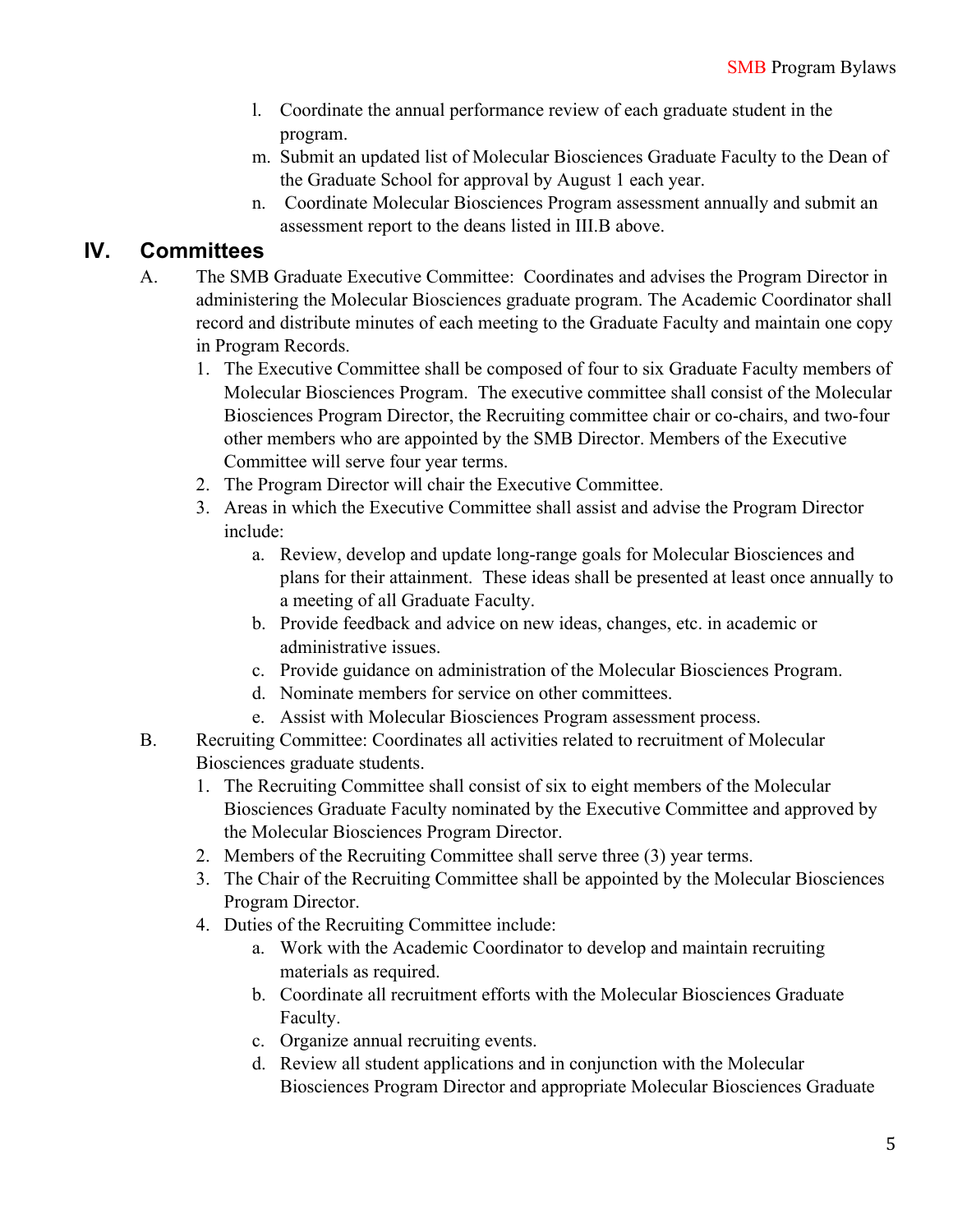l. Coordinate the annual performance review of each graduate student in the program.
m. Submit an updated list of Molecular Biosciences Graduate Faculty to the Dean of the Graduate School for approval by August 1 each year.
n. Coordinate Molecular Biosciences Program assessment annually and submit an assessment report to the deans listed in III.B above.

## IV. Committees

A. The SMB Graduate Executive Committee: Coordinates and advises the Program Director in administering the Molecular Biosciences graduate program. The Academic Coordinator shall record and distribute minutes of each meeting to the Graduate Faculty and maintain one copy in Program Records.

1. The Executive Committee shall be composed of four to six Graduate Faculty members of Molecular Biosciences Program. The executive committee shall consist of the Molecular Biosciences Program Director, the Recruiting committee chair or co-chairs, and two-four other members who are appointed by the SMB Director. Members of the Executive Committee will serve four year terms.
2. The Program Director will chair the Executive Committee.
3. Areas in which the Executive Committee shall assist and advise the Program Director include:
    a. Review, develop and update long-range goals for Molecular Biosciences and plans for their attainment. These ideas shall be presented at least once annually to a meeting of all Graduate Faculty.
    b. Provide feedback and advice on new ideas, changes, etc. in academic or administrative issues.
    c. Provide guidance on administration of the Molecular Biosciences Program.
    d. Nominate members for service on other committees.
    e. Assist with Molecular Biosciences Program assessment process.

B. Recruiting Committee: Coordinates all activities related to recruitment of Molecular Biosciences graduate students.

1. The Recruiting Committee shall consist of six to eight members of the Molecular Biosciences Graduate Faculty nominated by the Executive Committee and approved by the Molecular Biosciences Program Director.
2. Members of the Recruiting Committee shall serve three (3) year terms.
3. The Chair of the Recruiting Committee shall be appointed by the Molecular Biosciences Program Director.
4. Duties of the Recruiting Committee include:
    a. Work with the Academic Coordinator to develop and maintain recruiting materials as required.
    b. Coordinate all recruitment efforts with the Molecular Biosciences Graduate Faculty.
    c. Organize annual recruiting events.
    d. Review all student applications and in conjunction with the Molecular Biosciences Program Director and appropriate Molecular Biosciences Graduate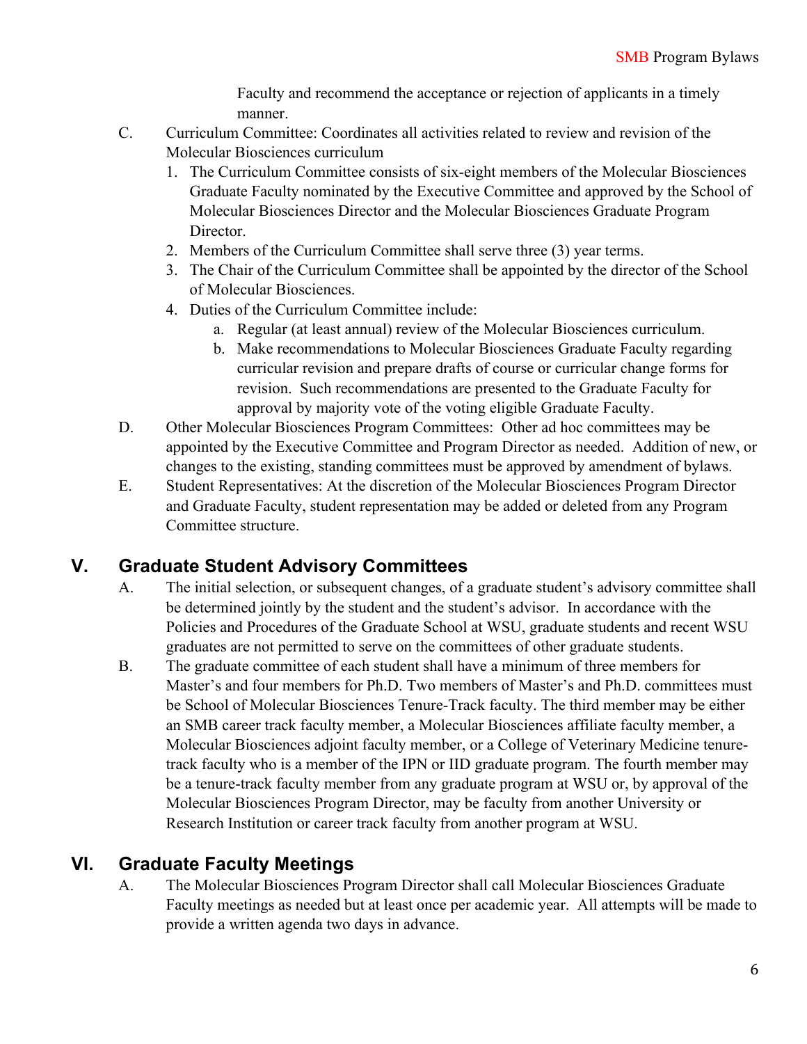Faculty and recommend the acceptance or rejection of applicants in a timely manner.

C. Curriculum Committee: Coordinates all activities related to review and revision of the Molecular Biosciences curriculum

1. The Curriculum Committee consists of six-eight members of the Molecular Biosciences Graduate Faculty nominated by the Executive Committee and approved by the School of Molecular Biosciences Director and the Molecular Biosciences Graduate Program Director.
2. Members of the Curriculum Committee shall serve three (3) year terms.
3. The Chair of the Curriculum Committee shall be appointed by the director of the School of Molecular Biosciences.
4. Duties of the Curriculum Committee include:
   a. Regular (at least annual) review of the Molecular Biosciences curriculum.
   b. Make recommendations to Molecular Biosciences Graduate Faculty regarding curricular revision and prepare drafts of course or curricular change forms for revision. Such recommendations are presented to the Graduate Faculty for approval by majority vote of the voting eligible Graduate Faculty.

D. Other Molecular Biosciences Program Committees: Other ad hoc committees may be appointed by the Executive Committee and Program Director as needed. Addition of new, or changes to the existing, standing committees must be approved by amendment of bylaws.

E. Student Representatives: At the discretion of the Molecular Biosciences Program Director and Graduate Faculty, student representation may be added or deleted from any Program Committee structure.

## V. Graduate Student Advisory Committees

A. The initial selection, or subsequent changes, of a graduate student's advisory committee shall be determined jointly by the student and the student's advisor. In accordance with the Policies and Procedures of the Graduate School at WSU, graduate students and recent WSU graduates are not permitted to serve on the committees of other graduate students.

B. The graduate committee of each student shall have a minimum of three members for Master's and four members for Ph.D. Two members of Master's and Ph.D. committees must be School of Molecular Biosciences Tenure-Track faculty. The third member may be either an SMB career track faculty member, a Molecular Biosciences affiliate faculty member, a Molecular Biosciences adjoint faculty member, or a College of Veterinary Medicine tenure-track faculty who is a member of the IPN or IID graduate program. The fourth member may be a tenure-track faculty member from any graduate program at WSU or, by approval of the Molecular Biosciences Program Director, may be faculty from another University or Research Institution or career track faculty from another program at WSU.

## VI. Graduate Faculty Meetings

A. The Molecular Biosciences Program Director shall call Molecular Biosciences Graduate Faculty meetings as needed but at least once per academic year. All attempts will be made to provide a written agenda two days in advance.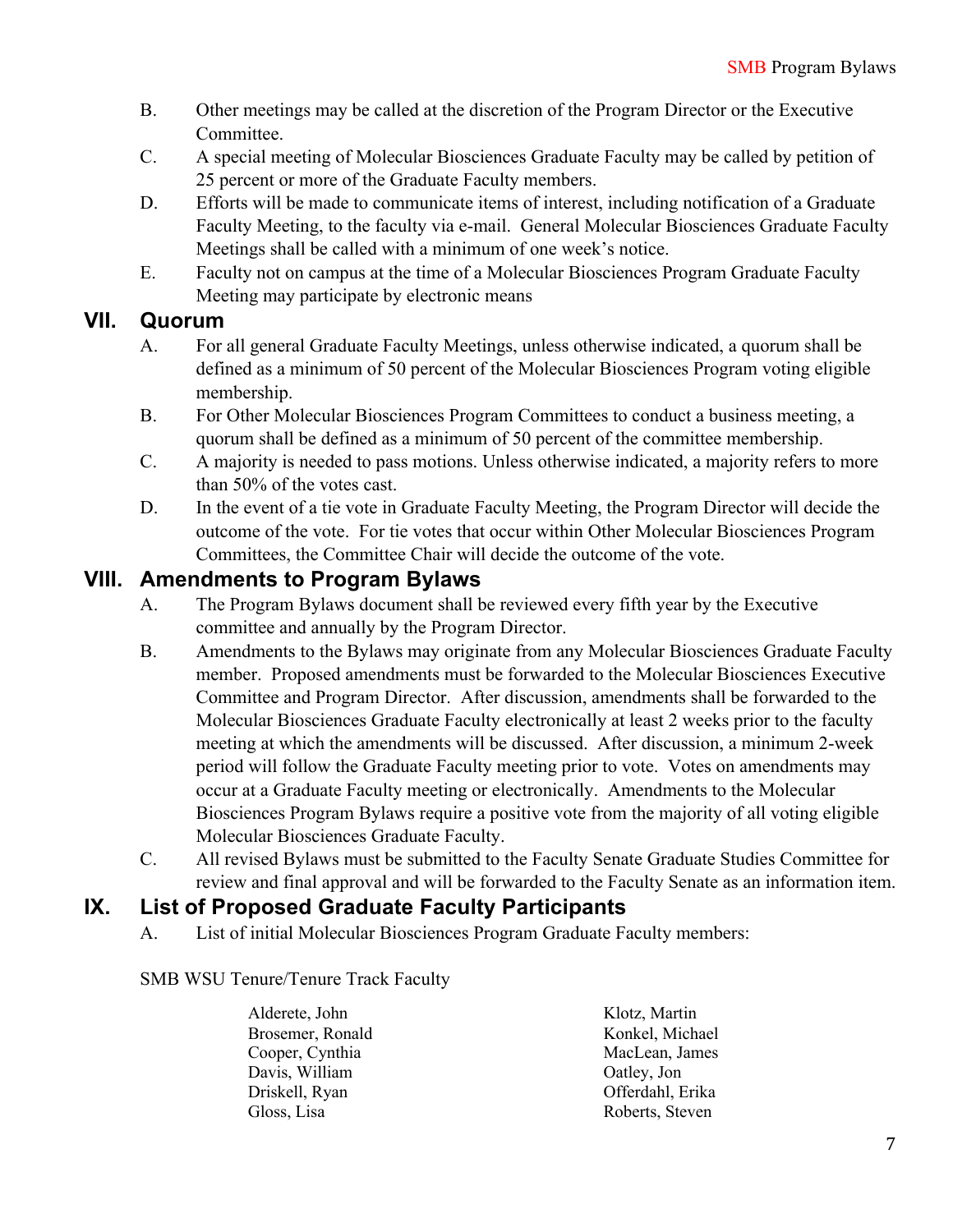B. Other meetings may be called at the discretion of the Program Director or the Executive Committee.

C. A special meeting of Molecular Biosciences Graduate Faculty may be called by petition of 25 percent or more of the Graduate Faculty members.

D. Efforts will be made to communicate items of interest, including notification of a Graduate Faculty Meeting, to the faculty via e-mail. General Molecular Biosciences Graduate Faculty Meetings shall be called with a minimum of one week's notice.

E. Faculty not on campus at the time of a Molecular Biosciences Program Graduate Faculty Meeting may participate by electronic means

## VII. Quorum

A. For all general Graduate Faculty Meetings, unless otherwise indicated, a quorum shall be defined as a minimum of 50 percent of the Molecular Biosciences Program voting eligible membership.

B. For Other Molecular Biosciences Program Committees to conduct a business meeting, a quorum shall be defined as a minimum of 50 percent of the committee membership.

C. A majority is needed to pass motions. Unless otherwise indicated, a majority refers to more than 50% of the votes cast.

D. In the event of a tie vote in Graduate Faculty Meeting, the Program Director will decide the outcome of the vote. For tie votes that occur within Other Molecular Biosciences Program Committees, the Committee Chair will decide the outcome of the vote.

## VIII. Amendments to Program Bylaws

A. The Program Bylaws document shall be reviewed every fifth year by the Executive committee and annually by the Program Director.

B. Amendments to the Bylaws may originate from any Molecular Biosciences Graduate Faculty member. Proposed amendments must be forwarded to the Molecular Biosciences Executive Committee and Program Director. After discussion, amendments shall be forwarded to the Molecular Biosciences Graduate Faculty electronically at least 2 weeks prior to the faculty meeting at which the amendments will be discussed. After discussion, a minimum 2-week period will follow the Graduate Faculty meeting prior to vote. Votes on amendments may occur at a Graduate Faculty meeting or electronically. Amendments to the Molecular Biosciences Program Bylaws require a positive vote from the majority of all voting eligible Molecular Biosciences Graduate Faculty.

C. All revised Bylaws must be submitted to the Faculty Senate Graduate Studies Committee for review and final approval and will be forwarded to the Faculty Senate as an information item.

## IX. List of Proposed Graduate Faculty Participants

A. List of initial Molecular Biosciences Program Graduate Faculty members:

SMB WSU Tenure/Tenure Track Faculty

- Alderete, John
- Brosemer, Ronald
- Cooper, Cynthia
- Davis, William
- Driskell, Ryan
- Gloss, Lisa
- Klotz, Martin
- Konkel, Michael
- MacLean, James
- Oatley, Jon
- Offerdahl, Erika
- Roberts, Steven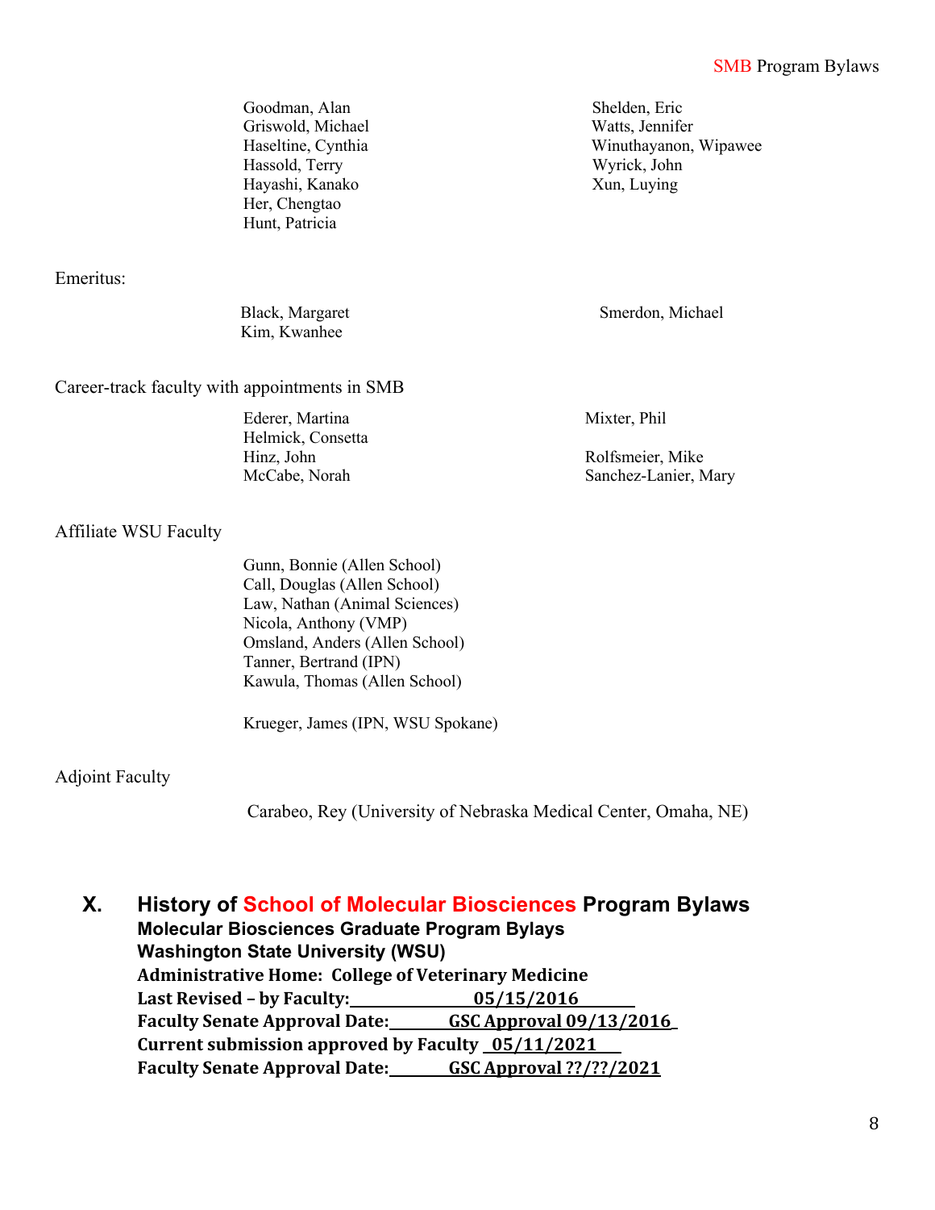Goodman, Alan
Griswold, Michael
Haseltine, Cynthia
Hassold, Terry
Hayashi, Kanako
Her, Chengtao
Hunt, Patricia
Shelden, Eric
Watts, Jennifer
Winuthayanon, Wipawee
Wyrick, John
Xun, Luying

Emeritus:

Black, Margaret
Kim, Kwanhee
Smerdon, Michael

Career-track faculty with appointments in SMB

Ederer, Martina
Helmick, Consetta
Hinz, John
McCabe, Norah
Mixter, Phil
Rolfsmeier, Mike
Sanchez-Lanier, Mary

Affiliate WSU Faculty

Gunn, Bonnie (Allen School)
Call, Douglas (Allen School)
Law, Nathan (Animal Sciences)
Nicola, Anthony (VMP)
Omsland, Anders (Allen School)
Tanner, Bertrand (IPN)
Kawula, Thomas (Allen School)

Krueger, James (IPN, WSU Spokane)

Adjoint Faculty

Carabeo, Rey (University of Nebraska Medical Center, Omaha, NE)

## X. History of School of Molecular Biosciences Program Bylaws

**Molecular Biosciences Graduate Program Bylays**
**Washington State University (WSU)**
**Administrative Home: College of Veterinary Medicine**
**Last Revised – by Faculty: 05/15/2016**
**Faculty Senate Approval Date: GSC Approval 09/13/2016**
**Current submission approved by Faculty 05/11/2021**
**Faculty Senate Approval Date: GSC Approval ??/??/2021**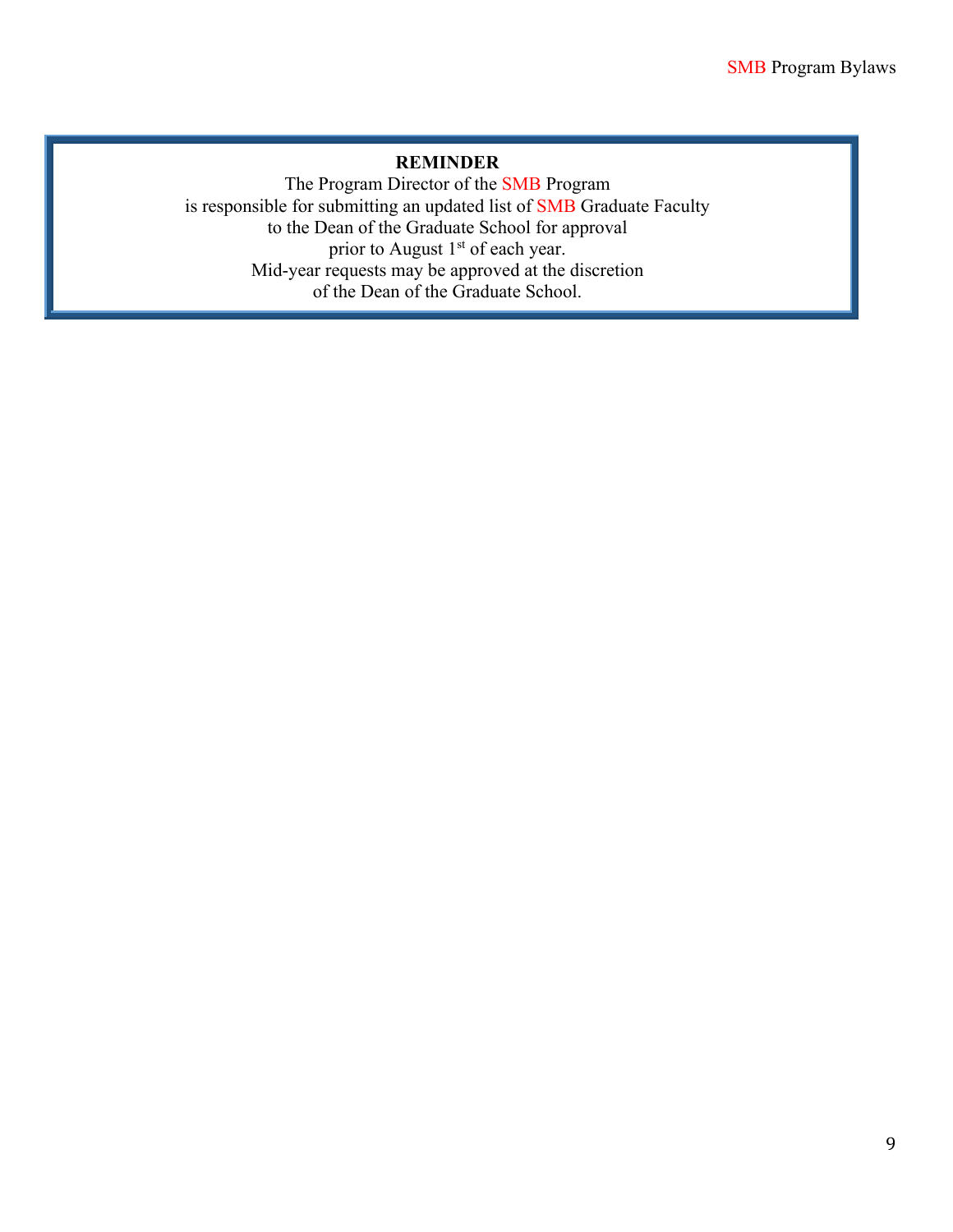**REMINDER**

The Program Director of the SMB Program
is responsible for submitting an updated list of SMB Graduate Faculty
to the Dean of the Graduate School for approval
prior to August 1st of each year.
Mid-year requests may be approved at the discretion
of the Dean of the Graduate School.